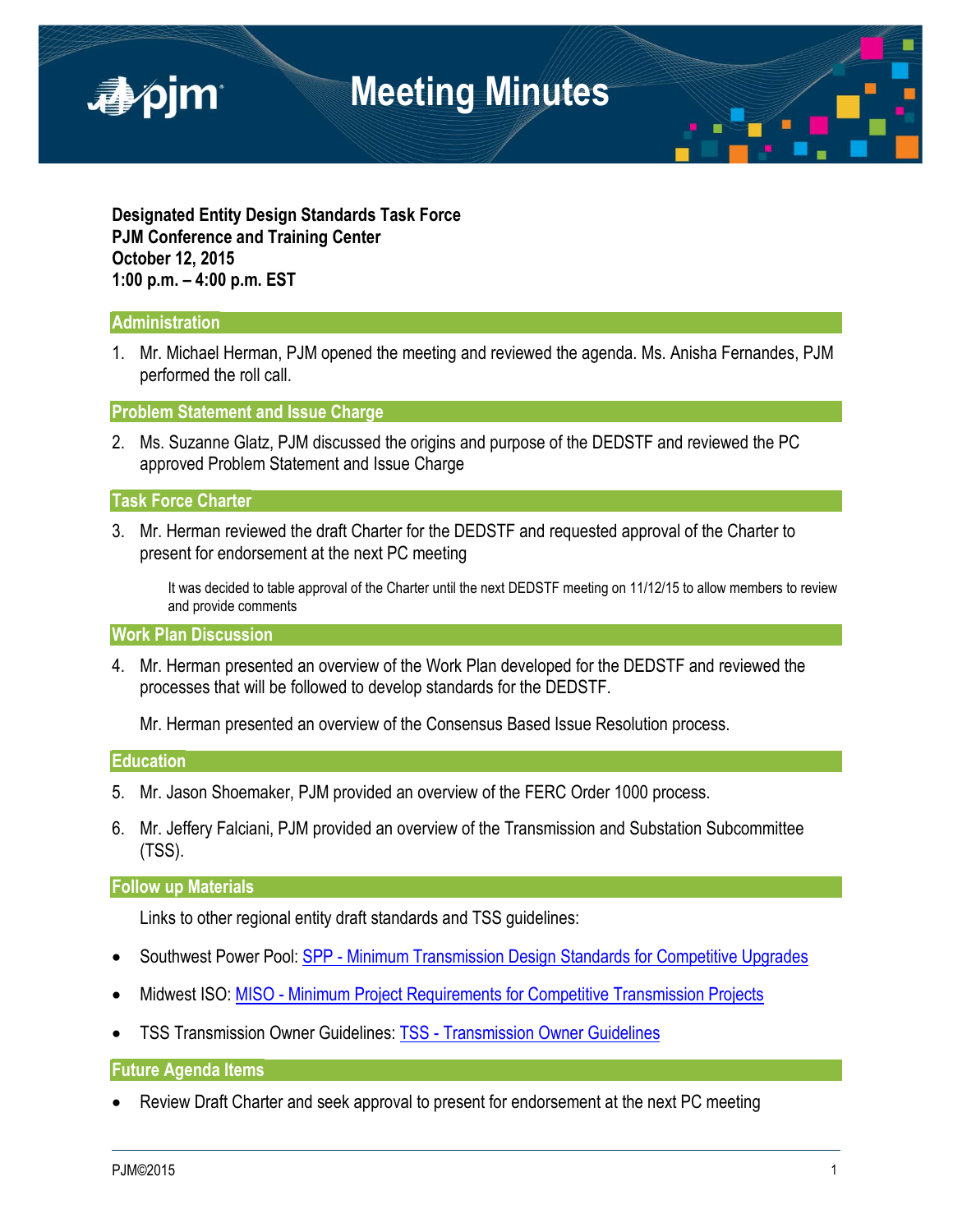# Meeting Minutes

**Designated Entity Design Standards Task Force**
**PJM Conference and Training Center**
**October 12, 2015**
**1:00 p.m. – 4:00 p.m. EST**

## Administration

1. Mr. Michael Herman, PJM opened the meeting and reviewed the agenda. Ms. Anisha Fernandes, PJM performed the roll call.

## Problem Statement and Issue Charge

2. Ms. Suzanne Glatz, PJM discussed the origins and purpose of the DEDSTF and reviewed the PC approved Problem Statement and Issue Charge

## Task Force Charter

3. Mr. Herman reviewed the draft Charter for the DEDSTF and requested approval of the Charter to present for endorsement at the next PC meeting

   It was decided to table approval of the Charter until the next DEDSTF meeting on 11/12/15 to allow members to review and provide comments

## Work Plan Discussion

4. Mr. Herman presented an overview of the Work Plan developed for the DEDSTF and reviewed the processes that will be followed to develop standards for the DEDSTF.

   Mr. Herman presented an overview of the Consensus Based Issue Resolution process.

## Education

5. Mr. Jason Shoemaker, PJM provided an overview of the FERC Order 1000 process.

6. Mr. Jeffery Falciani, PJM provided an overview of the Transmission and Substation Subcommittee (TSS).

## Follow up Materials

Links to other regional entity draft standards and TSS guidelines:

- Southwest Power Pool: SPP - Minimum Transmission Design Standards for Competitive Upgrades
- Midwest ISO: MISO - Minimum Project Requirements for Competitive Transmission Projects
- TSS Transmission Owner Guidelines: TSS - Transmission Owner Guidelines

## Future Agenda Items

- Review Draft Charter and seek approval to present for endorsement at the next PC meeting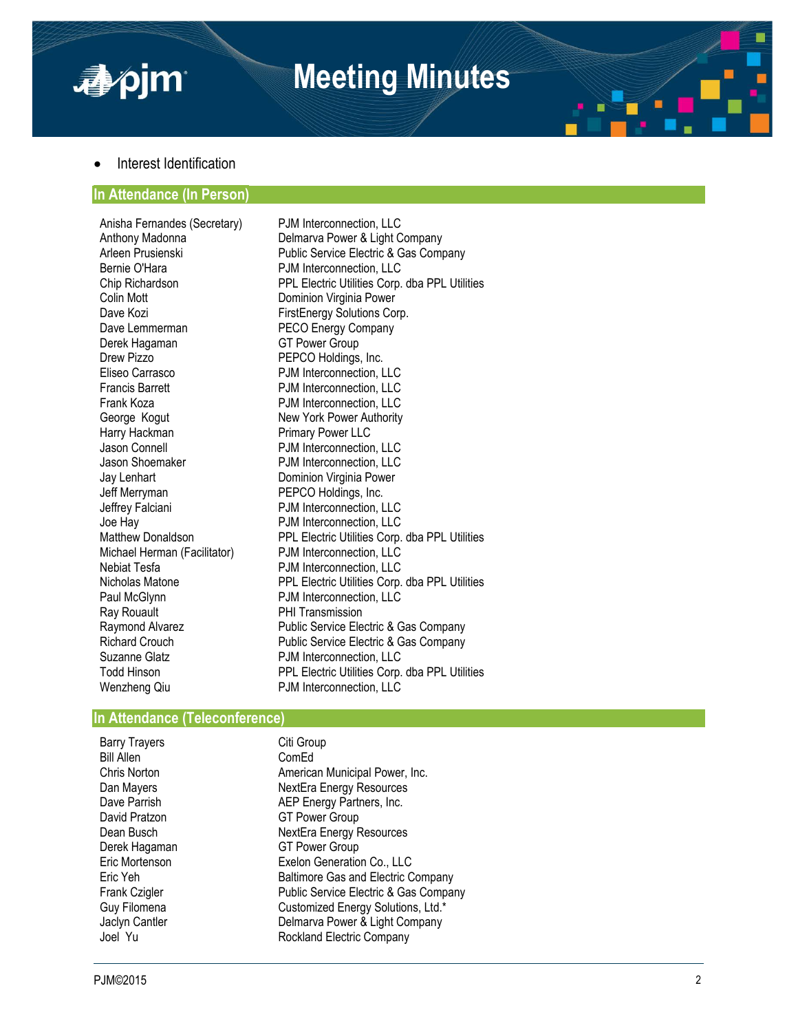- Interest Identification

## In Attendance (In Person)

| | |
|---|---|
| Anisha Fernandes (Secretary) | PJM Interconnection, LLC |
| Anthony Madonna | Delmarva Power & Light Company |
| Arleen Prusienski | Public Service Electric & Gas Company |
| Bernie O'Hara | PJM Interconnection, LLC |
| Chip Richardson | PPL Electric Utilities Corp. dba PPL Utilities |
| Colin Mott | Dominion Virginia Power |
| Dave Kozi | FirstEnergy Solutions Corp. |
| Dave Lemmerman | PECO Energy Company |
| Derek Hagaman | GT Power Group |
| Drew Pizzo | PEPCO Holdings, Inc. |
| Eliseo Carrasco | PJM Interconnection, LLC |
| Francis Barrett | PJM Interconnection, LLC |
| Frank Koza | PJM Interconnection, LLC |
| George Kogut | New York Power Authority |
| Harry Hackman | Primary Power LLC |
| Jason Connell | PJM Interconnection, LLC |
| Jason Shoemaker | PJM Interconnection, LLC |
| Jay Lenhart | Dominion Virginia Power |
| Jeff Merryman | PEPCO Holdings, Inc. |
| Jeffrey Falciani | PJM Interconnection, LLC |
| Joe Hay | PJM Interconnection, LLC |
| Matthew Donaldson | PPL Electric Utilities Corp. dba PPL Utilities |
| Michael Herman (Facilitator) | PJM Interconnection, LLC |
| Nebiat Tesfa | PJM Interconnection, LLC |
| Nicholas Matone | PPL Electric Utilities Corp. dba PPL Utilities |
| Paul McGlynn | PJM Interconnection, LLC |
| Ray Rouault | PHI Transmission |
| Raymond Alvarez | Public Service Electric & Gas Company |
| Richard Crouch | Public Service Electric & Gas Company |
| Suzanne Glatz | PJM Interconnection, LLC |
| Todd Hinson | PPL Electric Utilities Corp. dba PPL Utilities |
| Wenzheng Qiu | PJM Interconnection, LLC |

## In Attendance (Teleconference)

| | |
|---|---|
| Barry Trayers | Citi Group |
| Bill Allen | ComEd |
| Chris Norton | American Municipal Power, Inc. |
| Dan Mayers | NextEra Energy Resources |
| Dave Parrish | AEP Energy Partners, Inc. |
| David Pratzon | GT Power Group |
| Dean Busch | NextEra Energy Resources |
| Derek Hagaman | GT Power Group |
| Eric Mortenson | Exelon Generation Co., LLC |
| Eric Yeh | Baltimore Gas and Electric Company |
| Frank Czigler | Public Service Electric & Gas Company |
| Guy Filomena | Customized Energy Solutions, Ltd.* |
| Jaclyn Cantler | Delmarva Power & Light Company |
| Joel Yu | Rockland Electric Company |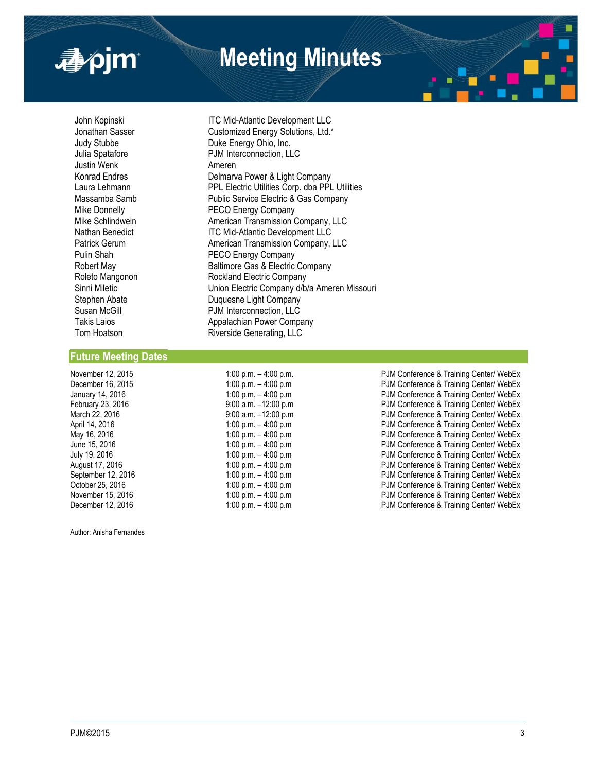| | |
|---|---|
| John Kopinski | ITC Mid-Atlantic Development LLC |
| Jonathan Sasser | Customized Energy Solutions, Ltd.* |
| Judy Stubbe | Duke Energy Ohio, Inc. |
| Julia Spatafore | PJM Interconnection, LLC |
| Justin Wenk | Ameren |
| Konrad Endres | Delmarva Power & Light Company |
| Laura Lehmann | PPL Electric Utilities Corp. dba PPL Utilities |
| Massamba Samb | Public Service Electric & Gas Company |
| Mike Donnelly | PECO Energy Company |
| Mike Schlindwein | American Transmission Company, LLC |
| Nathan Benedict | ITC Mid-Atlantic Development LLC |
| Patrick Gerum | American Transmission Company, LLC |
| Pulin Shah | PECO Energy Company |
| Robert May | Baltimore Gas & Electric Company |
| Roleto Mangonon | Rockland Electric Company |
| Sinni Miletic | Union Electric Company d/b/a Ameren Missouri |
| Stephen Abate | Duquesne Light Company |
| Susan McGill | PJM Interconnection, LLC |
| Takis Laios | Appalachian Power Company |
| Tom Hoatson | Riverside Generating, LLC |

## Future Meeting Dates

| | | |
|---|---|---|
| November 12, 2015 | 1:00 p.m. – 4:00 p.m. | PJM Conference & Training Center/ WebEx |
| December 16, 2015 | 1:00 p.m. – 4:00 p.m | PJM Conference & Training Center/ WebEx |
| January 14, 2016 | 1:00 p.m. – 4:00 p.m | PJM Conference & Training Center/ WebEx |
| February 23, 2016 | 9:00 a.m. –12:00 p.m | PJM Conference & Training Center/ WebEx |
| March 22, 2016 | 9:00 a.m. –12:00 p.m | PJM Conference & Training Center/ WebEx |
| April 14, 2016 | 1:00 p.m. – 4:00 p.m | PJM Conference & Training Center/ WebEx |
| May 16, 2016 | 1:00 p.m. – 4:00 p.m | PJM Conference & Training Center/ WebEx |
| June 15, 2016 | 1:00 p.m. – 4:00 p.m | PJM Conference & Training Center/ WebEx |
| July 19, 2016 | 1:00 p.m. – 4:00 p.m | PJM Conference & Training Center/ WebEx |
| August 17, 2016 | 1:00 p.m. – 4:00 p.m | PJM Conference & Training Center/ WebEx |
| September 12, 2016 | 1:00 p.m. – 4:00 p.m | PJM Conference & Training Center/ WebEx |
| October 25, 2016 | 1:00 p.m. – 4:00 p.m | PJM Conference & Training Center/ WebEx |
| November 15, 2016 | 1:00 p.m. – 4:00 p.m | PJM Conference & Training Center/ WebEx |
| December 12, 2016 | 1:00 p.m. – 4:00 p.m | PJM Conference & Training Center/ WebEx |

Author: Anisha Fernandes